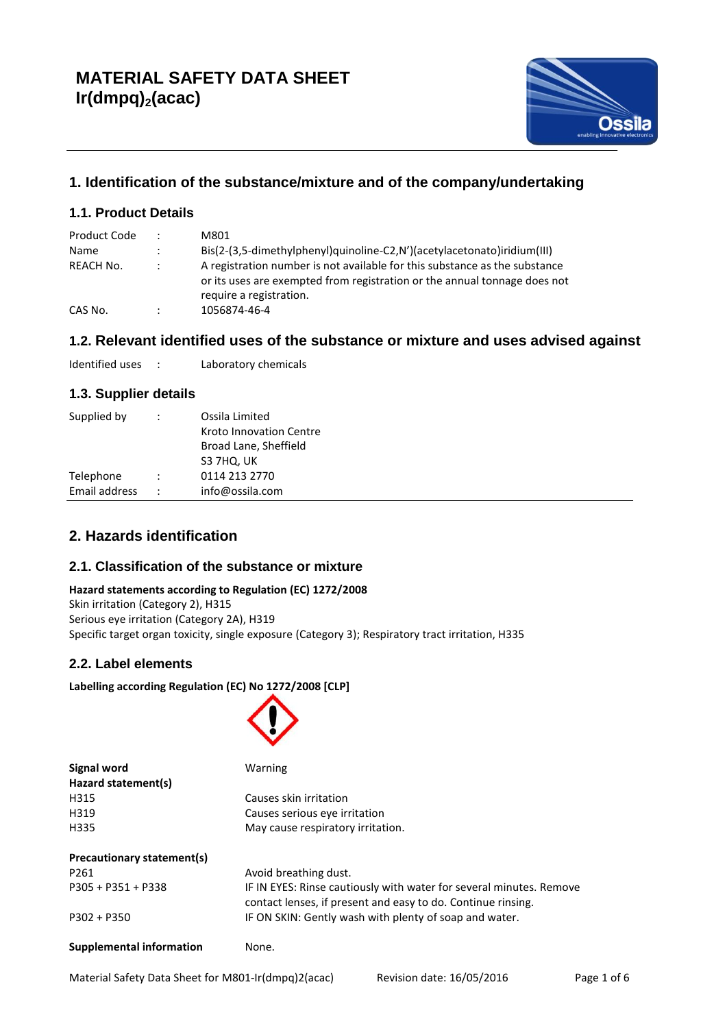# MATERIAL SAFETY DATA SHEET
# $Ir(dmpq)_2(acac)$

## 1. Identification of the substance/mixture and of the company/undertaking

### 1.1. Product Details

| | | |
|---|---|---|
| Product Code | : | M801 |
| Name | : | Bis(2-(3,5-dimethylphenyl)quinoline-C2,N')(acetylacetonato)iridium(III) |
| REACH No. | : | A registration number is not available for this substance as the substance or its uses are exempted from registration or the annual tonnage does not require a registration. |
| CAS No. | : | 1056874-46-4 |

### 1.2. Relevant identified uses of the substance or mixture and uses advised against

| | | |
|---|---|---|
| Identified uses | : | Laboratory chemicals |

### 1.3. Supplier details

| | | |
|---|---|---|
| Supplied by | : | Ossila Limited<br>Kroto Innovation Centre<br>Broad Lane, Sheffield<br>S3 7HQ, UK |
| Telephone | : | 0114 213 2770 |
| Email address | : | info@ossila.com |

## 2. Hazards identification

### 2.1. Classification of the substance or mixture

**Hazard statements according to Regulation (EC) 1272/2008**

Skin irritation (Category 2), H315
Serious eye irritation (Category 2A), H319
Specific target organ toxicity, single exposure (Category 3); Respiratory tract irritation, H335

### 2.2. Label elements

**Labelling according Regulation (EC) No 1272/2008 [CLP]**

| | |
|---|---|
| **Signal word** | Warning |
| **Hazard statement(s)** | |
| H315 | Causes skin irritation |
| H319 | Causes serious eye irritation |
| H335 | May cause respiratory irritation. |
| **Precautionary statement(s)** | |
| P261 | Avoid breathing dust. |
| P305 + P351 + P338 | IF IN EYES: Rinse cautiously with water for several minutes. Remove contact lenses, if present and easy to do. Continue rinsing. |
| P302 + P350 | IF ON SKIN: Gently wash with plenty of soap and water. |
| **Supplemental information** | None. |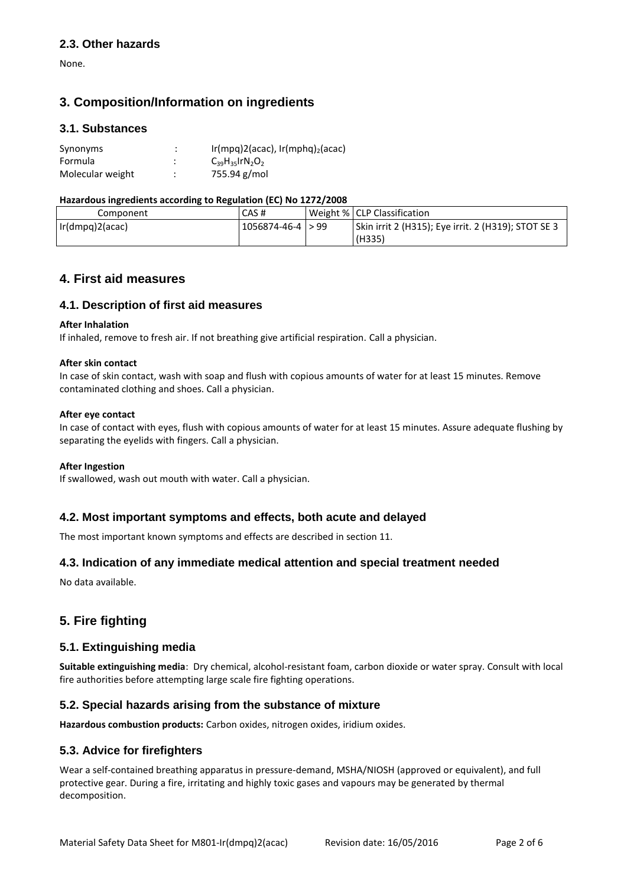## 2.3. Other hazards

None.

# 3. Composition/Information on ingredients

## 3.1. Substances

| | | |
|---|---|---|
| Synonyms | : | Ir(mpq)2(acac), Ir(mphq)$_2$(acac) |
| Formula | : | $C_{39}H_{35}IrN_2O_2$ |
| Molecular weight | : | 755.94 g/mol |

**Hazardous ingredients according to Regulation (EC) No 1272/2008**

| Component | CAS # | Weight % | CLP Classification |
|---|---|---|---|
| Ir(dmpq)2(acac) | 1056874-46-4 | > 99 | Skin irrit 2 (H315); Eye irrit. 2 (H319); STOT SE 3 (H335) |

# 4. First aid measures

## 4.1. Description of first aid measures

**After Inhalation**

If inhaled, remove to fresh air. If not breathing give artificial respiration. Call a physician.

**After skin contact**

In case of skin contact, wash with soap and flush with copious amounts of water for at least 15 minutes. Remove contaminated clothing and shoes. Call a physician.

**After eye contact**

In case of contact with eyes, flush with copious amounts of water for at least 15 minutes. Assure adequate flushing by separating the eyelids with fingers. Call a physician.

**After Ingestion**

If swallowed, wash out mouth with water. Call a physician.

## 4.2. Most important symptoms and effects, both acute and delayed

The most important known symptoms and effects are described in section 11.

## 4.3. Indication of any immediate medical attention and special treatment needed

No data available.

# 5. Fire fighting

## 5.1. Extinguishing media

**Suitable extinguishing media**: Dry chemical, alcohol-resistant foam, carbon dioxide or water spray. Consult with local fire authorities before attempting large scale fire fighting operations.

## 5.2. Special hazards arising from the substance of mixture

**Hazardous combustion products:** Carbon oxides, nitrogen oxides, iridium oxides.

## 5.3. Advice for firefighters

Wear a self-contained breathing apparatus in pressure-demand, MSHA/NIOSH (approved or equivalent), and full protective gear. During a fire, irritating and highly toxic gases and vapours may be generated by thermal decomposition.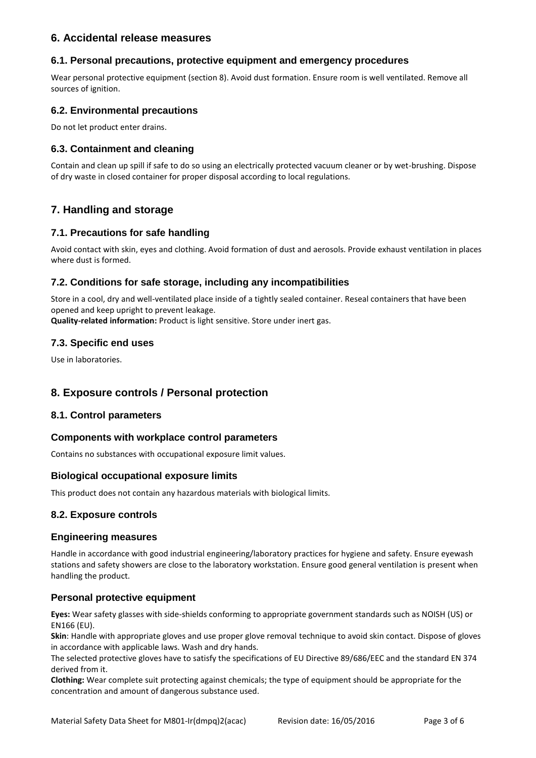## 6. Accidental release measures

### 6.1. Personal precautions, protective equipment and emergency procedures

Wear personal protective equipment (section 8). Avoid dust formation. Ensure room is well ventilated. Remove all sources of ignition.

### 6.2. Environmental precautions

Do not let product enter drains.

### 6.3. Containment and cleaning

Contain and clean up spill if safe to do so using an electrically protected vacuum cleaner or by wet-brushing. Dispose of dry waste in closed container for proper disposal according to local regulations.

## 7. Handling and storage

### 7.1. Precautions for safe handling

Avoid contact with skin, eyes and clothing. Avoid formation of dust and aerosols. Provide exhaust ventilation in places where dust is formed.

### 7.2. Conditions for safe storage, including any incompatibilities

Store in a cool, dry and well-ventilated place inside of a tightly sealed container. Reseal containers that have been opened and keep upright to prevent leakage.
**Quality-related information:** Product is light sensitive. Store under inert gas.

### 7.3. Specific end uses

Use in laboratories.

## 8. Exposure controls / Personal protection

### 8.1. Control parameters

### Components with workplace control parameters

Contains no substances with occupational exposure limit values.

### Biological occupational exposure limits

This product does not contain any hazardous materials with biological limits.

### 8.2. Exposure controls

### Engineering measures

Handle in accordance with good industrial engineering/laboratory practices for hygiene and safety. Ensure eyewash stations and safety showers are close to the laboratory workstation. Ensure good general ventilation is present when handling the product.

### Personal protective equipment

**Eyes:** Wear safety glasses with side-shields conforming to appropriate government standards such as NOISH (US) or EN166 (EU).
**Skin**: Handle with appropriate gloves and use proper glove removal technique to avoid skin contact. Dispose of gloves in accordance with applicable laws. Wash and dry hands.
The selected protective gloves have to satisfy the specifications of EU Directive 89/686/EEC and the standard EN 374 derived from it.
**Clothing:** Wear complete suit protecting against chemicals; the type of equipment should be appropriate for the concentration and amount of dangerous substance used.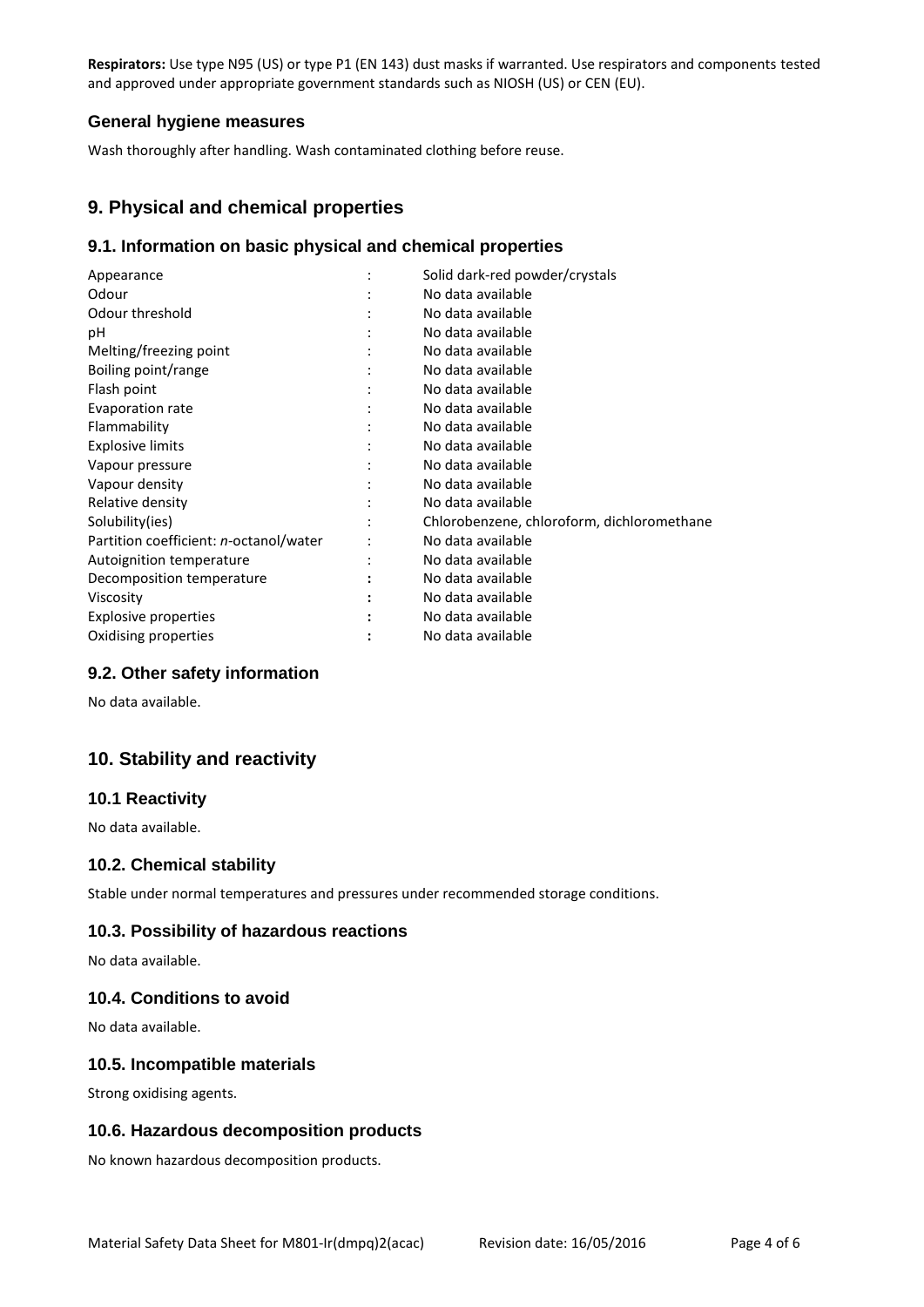**Respirators:** Use type N95 (US) or type P1 (EN 143) dust masks if warranted. Use respirators and components tested and approved under appropriate government standards such as NIOSH (US) or CEN (EU).

### General hygiene measures

Wash thoroughly after handling. Wash contaminated clothing before reuse.

## 9. Physical and chemical properties

### 9.1. Information on basic physical and chemical properties

| Property | | Value |
|---|---|---|
| Appearance | : | Solid dark-red powder/crystals |
| Odour | : | No data available |
| Odour threshold | : | No data available |
| pH | : | No data available |
| Melting/freezing point | : | No data available |
| Boiling point/range | : | No data available |
| Flash point | : | No data available |
| Evaporation rate | : | No data available |
| Flammability | : | No data available |
| Explosive limits | : | No data available |
| Vapour pressure | : | No data available |
| Vapour density | : | No data available |
| Relative density | : | No data available |
| Solubility(ies) | : | Chlorobenzene, chloroform, dichloromethane |
| Partition coefficient: *n*-octanol/water | : | No data available |
| Autoignition temperature | : | No data available |
| Decomposition temperature | : | No data available |
| Viscosity | : | No data available |
| Explosive properties | : | No data available |
| Oxidising properties | : | No data available |

### 9.2. Other safety information

No data available.

## 10. Stability and reactivity

### 10.1 Reactivity

No data available.

### 10.2. Chemical stability

Stable under normal temperatures and pressures under recommended storage conditions.

### 10.3. Possibility of hazardous reactions

No data available.

### 10.4. Conditions to avoid

No data available.

### 10.5. Incompatible materials

Strong oxidising agents.

### 10.6. Hazardous decomposition products

No known hazardous decomposition products.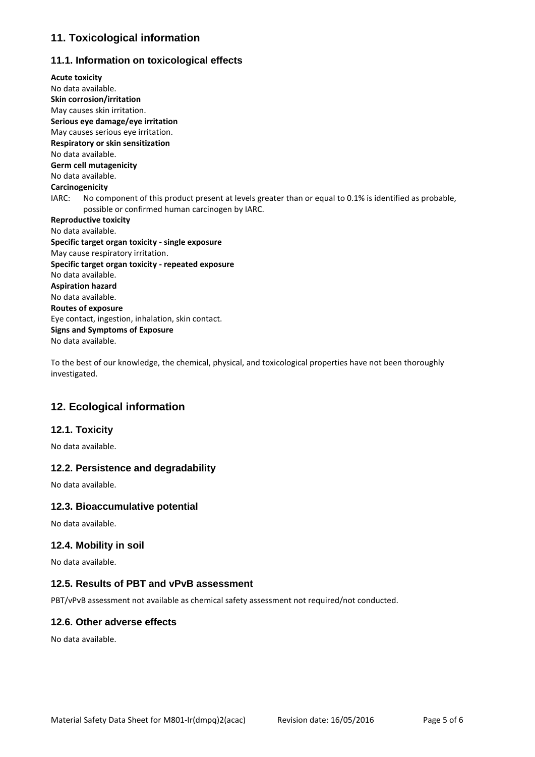## 11. Toxicological information

### 11.1. Information on toxicological effects

**Acute toxicity**
No data available.

**Skin corrosion/irritation**
May causes skin irritation.

**Serious eye damage/eye irritation**
May causes serious eye irritation.

**Respiratory or skin sensitization**
No data available.

**Germ cell mutagenicity**
No data available.

**Carcinogenicity**
IARC: No component of this product present at levels greater than or equal to 0.1% is identified as probable, possible or confirmed human carcinogen by IARC.

**Reproductive toxicity**
No data available.

**Specific target organ toxicity - single exposure**
May cause respiratory irritation.

**Specific target organ toxicity - repeated exposure**
No data available.

**Aspiration hazard**
No data available.

**Routes of exposure**
Eye contact, ingestion, inhalation, skin contact.

**Signs and Symptoms of Exposure**
No data available.

To the best of our knowledge, the chemical, physical, and toxicological properties have not been thoroughly investigated.

## 12. Ecological information

### 12.1. Toxicity

No data available.

### 12.2. Persistence and degradability

No data available.

### 12.3. Bioaccumulative potential

No data available.

### 12.4. Mobility in soil

No data available.

### 12.5. Results of PBT and vPvB assessment

PBT/vPvB assessment not available as chemical safety assessment not required/not conducted.

### 12.6. Other adverse effects

No data available.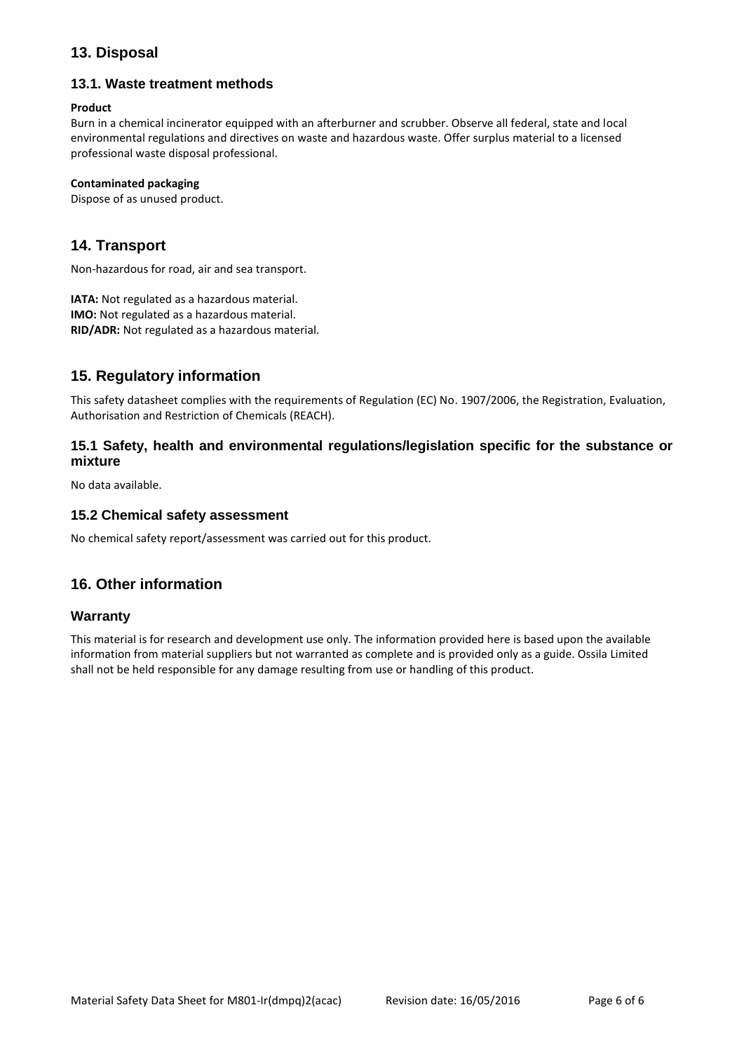## 13. Disposal

### 13.1. Waste treatment methods

**Product**

Burn in a chemical incinerator equipped with an afterburner and scrubber. Observe all federal, state and local environmental regulations and directives on waste and hazardous waste. Offer surplus material to a licensed professional waste disposal professional.

**Contaminated packaging**

Dispose of as unused product.

## 14. Transport

Non-hazardous for road, air and sea transport.

**IATA:** Not regulated as a hazardous material.
**IMO:** Not regulated as a hazardous material.
**RID/ADR:** Not regulated as a hazardous material.

## 15. Regulatory information

This safety datasheet complies with the requirements of Regulation (EC) No. 1907/2006, the Registration, Evaluation, Authorisation and Restriction of Chemicals (REACH).

### 15.1 Safety, health and environmental regulations/legislation specific for the substance or mixture

No data available.

### 15.2 Chemical safety assessment

No chemical safety report/assessment was carried out for this product.

## 16. Other information

### Warranty

This material is for research and development use only. The information provided here is based upon the available information from material suppliers but not warranted as complete and is provided only as a guide. Ossila Limited shall not be held responsible for any damage resulting from use or handling of this product.